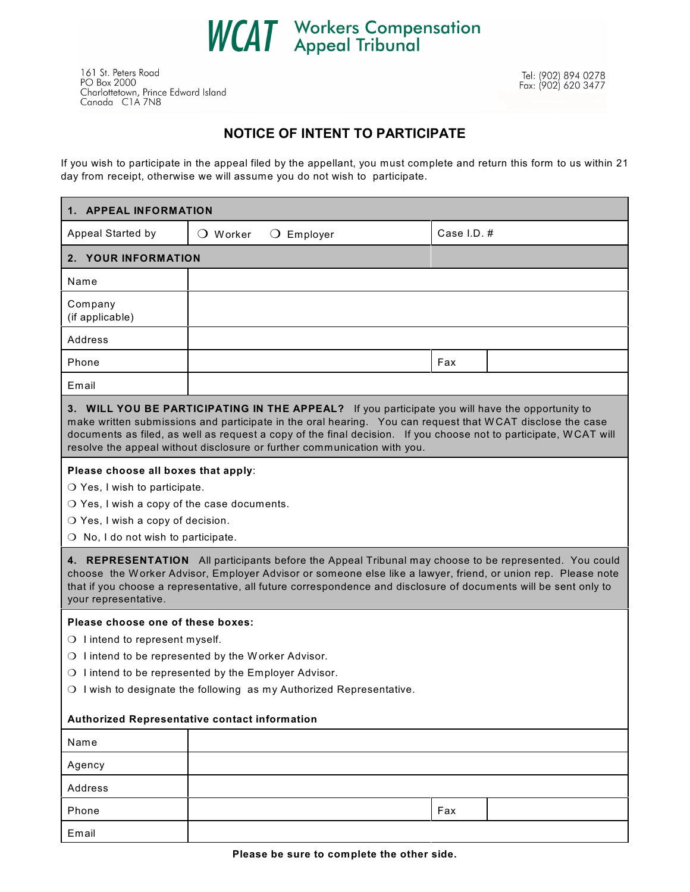# WCAT Workers Compensation Appeal Tribunal

161 St. Peters Road
PO Box 2000
Charlottetown, Prince Edward Island
Canada C1A 7N8

Tel: (902) 894 0278
Fax: (902) 620 3477

## NOTICE OF INTENT TO PARTICIPATE

If you wish to participate in the appeal filed by the appellant, you must complete and return this form to us within 21 day from receipt, otherwise we will assume you do not wish to participate.

### 1. APPEAL INFORMATION

| | | | |
|---|---|---|---|
| Appeal Started by | ❍ Worker ❍ Employer | Case I.D. # | |

### 2. YOUR INFORMATION

| | | | |
|---|---|---|---|
| Name | | | |
| Company (if applicable) | | | |
| Address | | | |
| Phone | | Fax | |
| Email | | | |

### 3. WILL YOU BE PARTICIPATING IN THE APPEAL?

If you participate you will have the opportunity to make written submissions and participate in the oral hearing. You can request that WCAT disclose the case documents as filed, as well as request a copy of the final decision. If you choose not to participate, WCAT will resolve the appeal without disclosure or further communication with you.

**Please choose all boxes that apply**:

❍ Yes, I wish to participate.
❍ Yes, I wish a copy of the case documents.
❍ Yes, I wish a copy of decision.
❍ No, I do not wish to participate.

### 4. REPRESENTATION

All participants before the Appeal Tribunal may choose to be represented. You could choose the Worker Advisor, Employer Advisor or someone else like a lawyer, friend, or union rep. Please note that if you choose a representative, all future correspondence and disclosure of documents will be sent only to your representative.

**Please choose one of these boxes:**

❍ I intend to represent myself.
❍ I intend to be represented by the Worker Advisor.
❍ I intend to be represented by the Employer Advisor.
❍ I wish to designate the following as my Authorized Representative.

**Authorized Representative contact information**

| | | | |
|---|---|---|---|
| Name | | | |
| Agency | | | |
| Address | | | |
| Phone | | Fax | |
| Email | | | |

**Please be sure to complete the other side.**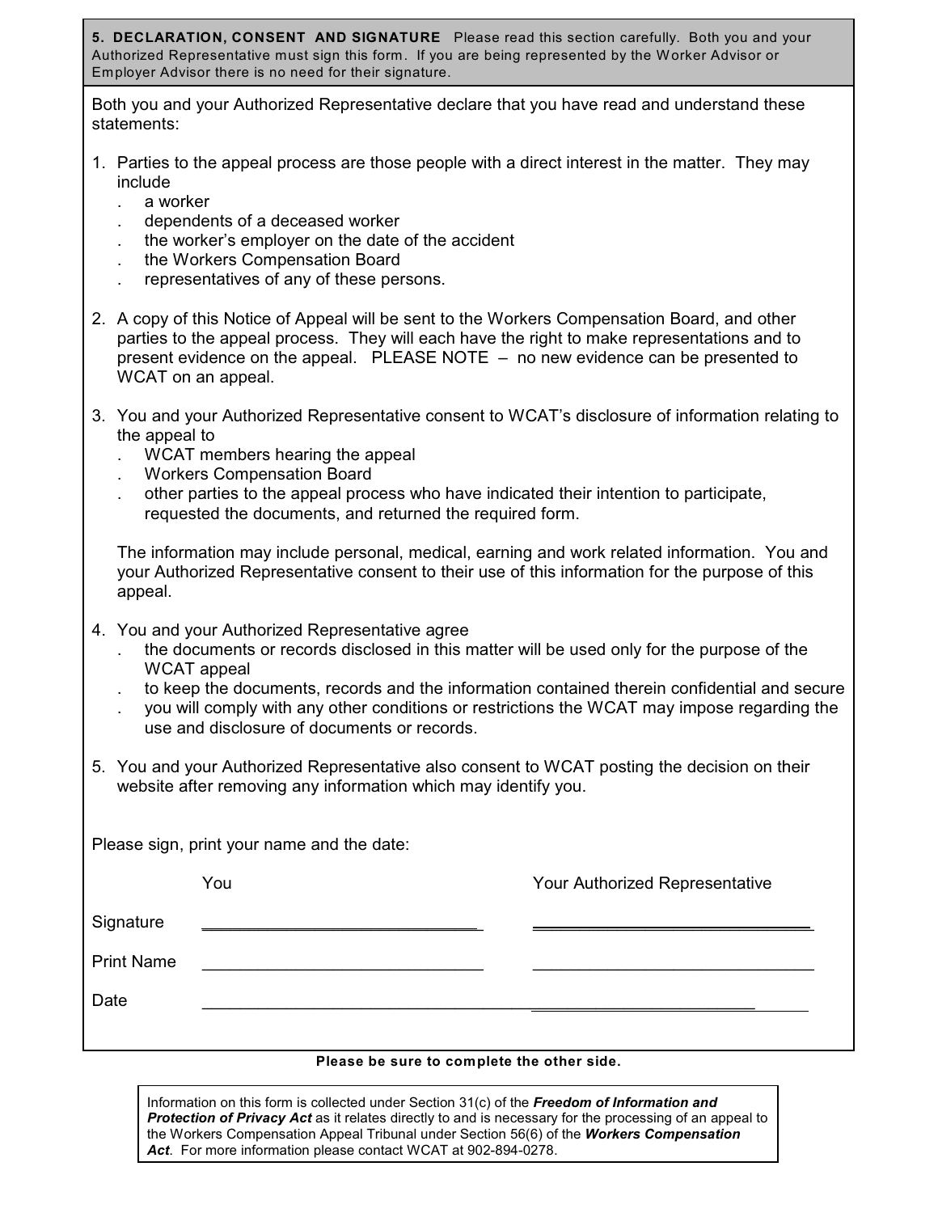**5. DECLARATION, CONSENT AND SIGNATURE** Please read this section carefully. Both you and your Authorized Representative must sign this form. If you are being represented by the Worker Advisor or Employer Advisor there is no need for their signature.

Both you and your Authorized Representative declare that you have read and understand these statements:

1. Parties to the appeal process are those people with a direct interest in the matter. They may include
   - a worker
   - dependents of a deceased worker
   - the worker's employer on the date of the accident
   - the Workers Compensation Board
   - representatives of any of these persons.

2. A copy of this Notice of Appeal will be sent to the Workers Compensation Board, and other parties to the appeal process. They will each have the right to make representations and to present evidence on the appeal. PLEASE NOTE – no new evidence can be presented to WCAT on an appeal.

3. You and your Authorized Representative consent to WCAT's disclosure of information relating to the appeal to
   - WCAT members hearing the appeal
   - Workers Compensation Board
   - other parties to the appeal process who have indicated their intention to participate, requested the documents, and returned the required form.

   The information may include personal, medical, earning and work related information. You and your Authorized Representative consent to their use of this information for the purpose of this appeal.

4. You and your Authorized Representative agree
   - the documents or records disclosed in this matter will be used only for the purpose of the WCAT appeal
   - to keep the documents, records and the information contained therein confidential and secure
   - you will comply with any other conditions or restrictions the WCAT may impose regarding the use and disclosure of documents or records.

5. You and your Authorized Representative also consent to WCAT posting the decision on their website after removing any information which may identify you.

Please sign, print your name and the date:

| | You | Your Authorized Representative |
|---|---|---|
| Signature | ______________________________ | ______________________________ |
| Print Name | ______________________________ | ______________________________ |
| Date | ______________________________ | ______________________________ |

**Please be sure to complete the other side.**

Information on this form is collected under Section 31(c) of the ***Freedom of Information and Protection of Privacy Act*** as it relates directly to and is necessary for the processing of an appeal to the Workers Compensation Appeal Tribunal under Section 56(6) of the ***Workers Compensation Act***. For more information please contact WCAT at 902-894-0278.